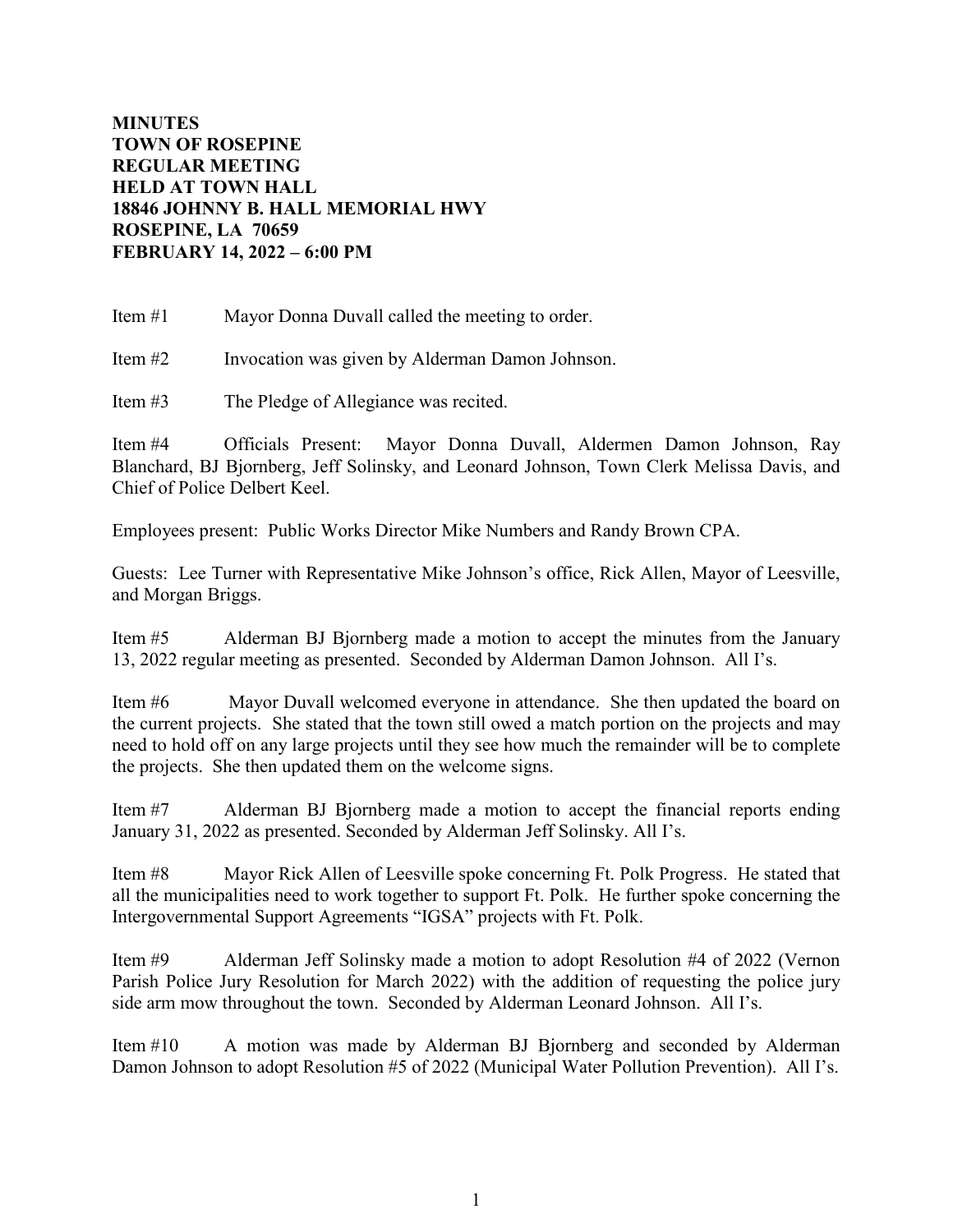**MINUTES**
**TOWN OF ROSEPINE**
**REGULAR MEETING**
**HELD AT TOWN HALL**
**18846 JOHNNY B. HALL MEMORIAL HWY**
**ROSEPINE, LA 70659**
**FEBRUARY 14, 2022 – 6:00 PM**

Item #1 Mayor Donna Duvall called the meeting to order.

Item #2 Invocation was given by Alderman Damon Johnson.

Item #3 The Pledge of Allegiance was recited.

Item #4 Officials Present: Mayor Donna Duvall, Aldermen Damon Johnson, Ray Blanchard, BJ Bjornberg, Jeff Solinsky, and Leonard Johnson, Town Clerk Melissa Davis, and Chief of Police Delbert Keel.

Employees present: Public Works Director Mike Numbers and Randy Brown CPA.

Guests: Lee Turner with Representative Mike Johnson's office, Rick Allen, Mayor of Leesville, and Morgan Briggs.

Item #5 Alderman BJ Bjornberg made a motion to accept the minutes from the January 13, 2022 regular meeting as presented. Seconded by Alderman Damon Johnson. All I's.

Item #6 Mayor Duvall welcomed everyone in attendance. She then updated the board on the current projects. She stated that the town still owed a match portion on the projects and may need to hold off on any large projects until they see how much the remainder will be to complete the projects. She then updated them on the welcome signs.

Item #7 Alderman BJ Bjornberg made a motion to accept the financial reports ending January 31, 2022 as presented. Seconded by Alderman Jeff Solinsky. All I's.

Item #8 Mayor Rick Allen of Leesville spoke concerning Ft. Polk Progress. He stated that all the municipalities need to work together to support Ft. Polk. He further spoke concerning the Intergovernmental Support Agreements "IGSA" projects with Ft. Polk.

Item #9 Alderman Jeff Solinsky made a motion to adopt Resolution #4 of 2022 (Vernon Parish Police Jury Resolution for March 2022) with the addition of requesting the police jury side arm mow throughout the town. Seconded by Alderman Leonard Johnson. All I's.

Item #10 A motion was made by Alderman BJ Bjornberg and seconded by Alderman Damon Johnson to adopt Resolution #5 of 2022 (Municipal Water Pollution Prevention). All I's.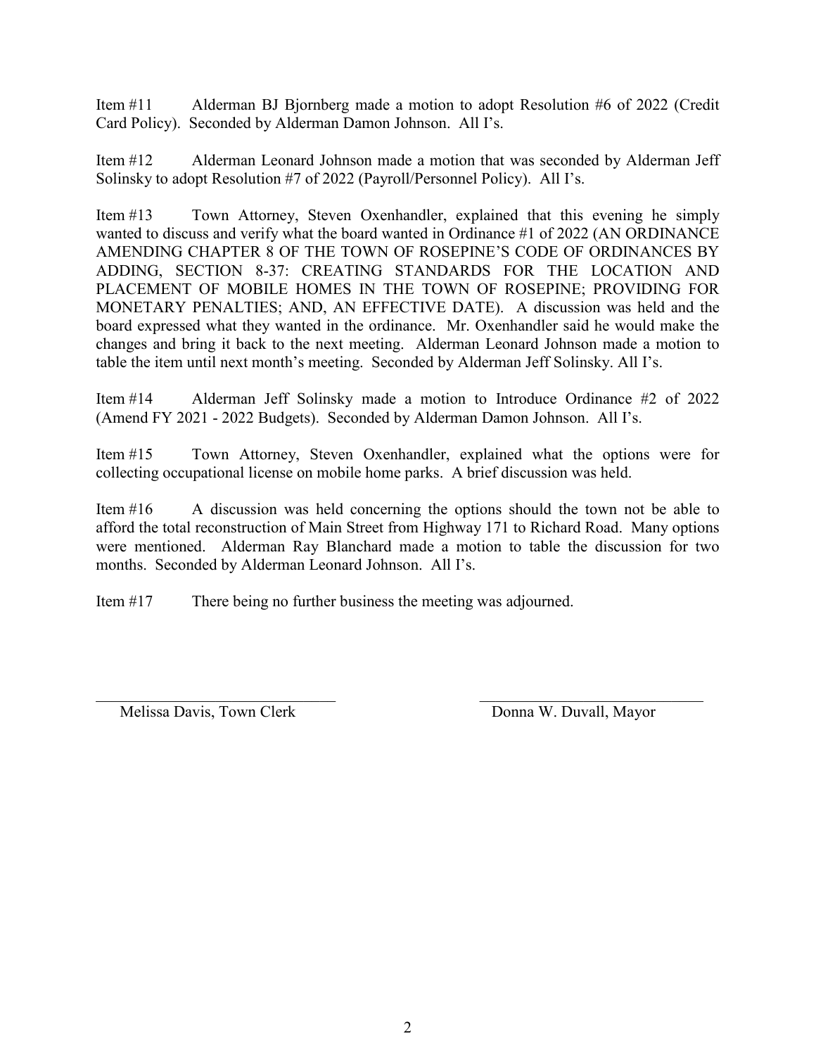Item #11 Alderman BJ Bjornberg made a motion to adopt Resolution #6 of 2022 (Credit Card Policy). Seconded by Alderman Damon Johnson. All I's.

Item #12 Alderman Leonard Johnson made a motion that was seconded by Alderman Jeff Solinsky to adopt Resolution #7 of 2022 (Payroll/Personnel Policy). All I's.

Item #13 Town Attorney, Steven Oxenhandler, explained that this evening he simply wanted to discuss and verify what the board wanted in Ordinance #1 of 2022 (AN ORDINANCE AMENDING CHAPTER 8 OF THE TOWN OF ROSEPINE'S CODE OF ORDINANCES BY ADDING, SECTION 8-37: CREATING STANDARDS FOR THE LOCATION AND PLACEMENT OF MOBILE HOMES IN THE TOWN OF ROSEPINE; PROVIDING FOR MONETARY PENALTIES; AND, AN EFFECTIVE DATE). A discussion was held and the board expressed what they wanted in the ordinance. Mr. Oxenhandler said he would make the changes and bring it back to the next meeting. Alderman Leonard Johnson made a motion to table the item until next month's meeting. Seconded by Alderman Jeff Solinsky. All I's.

Item #14 Alderman Jeff Solinsky made a motion to Introduce Ordinance #2 of 2022 (Amend FY 2021 - 2022 Budgets). Seconded by Alderman Damon Johnson. All I's.

Item #15 Town Attorney, Steven Oxenhandler, explained what the options were for collecting occupational license on mobile home parks. A brief discussion was held.

Item #16 A discussion was held concerning the options should the town not be able to afford the total reconstruction of Main Street from Highway 171 to Richard Road. Many options were mentioned. Alderman Ray Blanchard made a motion to table the discussion for two months. Seconded by Alderman Leonard Johnson. All I's.

Item #17 There being no further business the meeting was adjourned.

\_\_\_\_\_\_\_\_\_\_\_\_\_\_\_\_\_\_\_\_\_\_\_\_\_\_\_\_\_\_ \_\_\_\_\_\_\_\_\_\_\_\_\_\_\_\_\_\_\_\_\_\_\_\_\_\_\_\_\_\_

Melissa Davis, Town Clerk Donna W. Duvall, Mayor